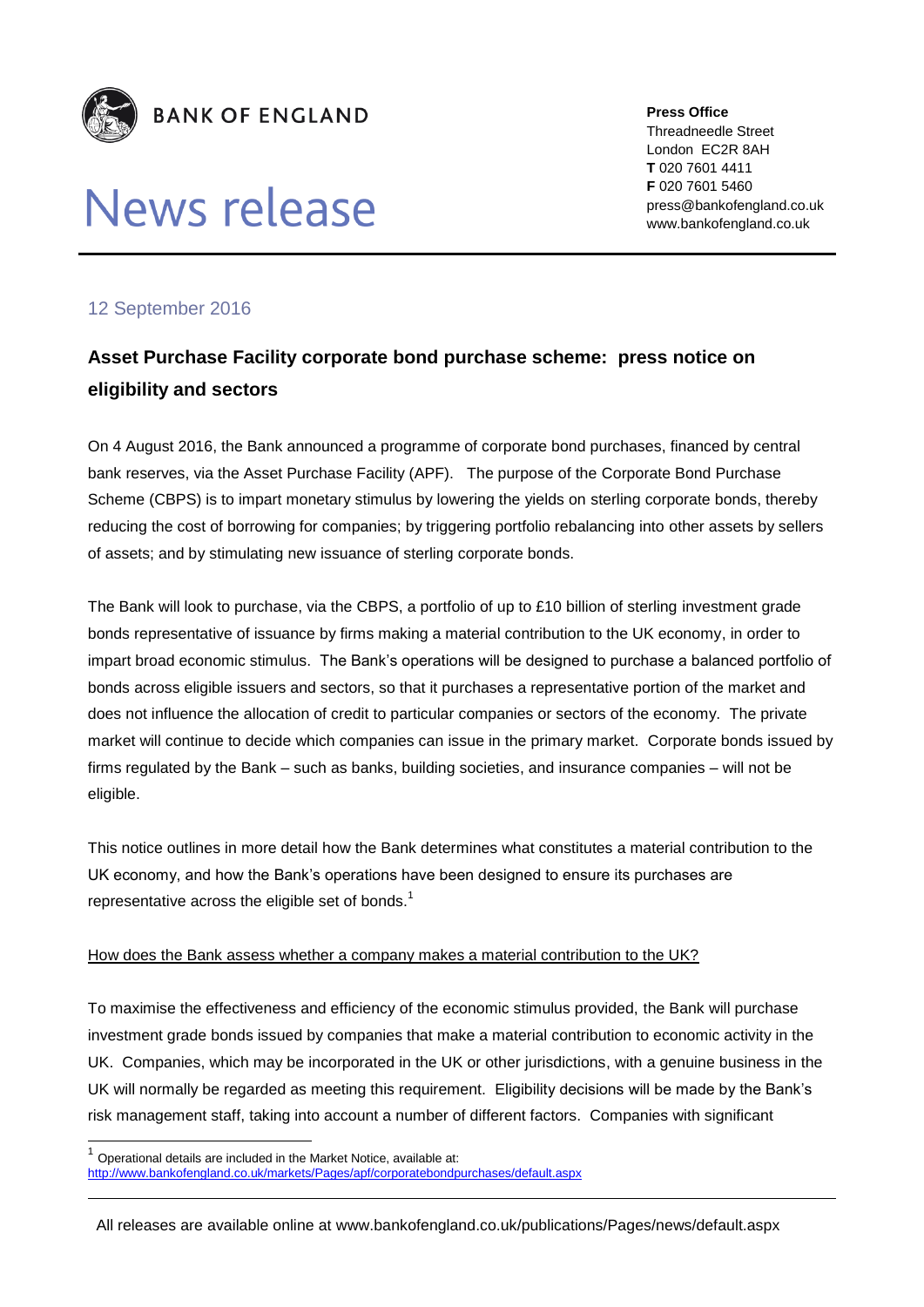**BANK OF ENGLAND**

# News release

**Press Office**
Threadneedle Street
London EC2R 8AH
**T** 020 7601 4411
**F** 020 7601 5460
press@bankofengland.co.uk
www.bankofengland.co.uk

12 September 2016

## Asset Purchase Facility corporate bond purchase scheme: press notice on eligibility and sectors

On 4 August 2016, the Bank announced a programme of corporate bond purchases, financed by central bank reserves, via the Asset Purchase Facility (APF). The purpose of the Corporate Bond Purchase Scheme (CBPS) is to impart monetary stimulus by lowering the yields on sterling corporate bonds, thereby reducing the cost of borrowing for companies; by triggering portfolio rebalancing into other assets by sellers of assets; and by stimulating new issuance of sterling corporate bonds.

The Bank will look to purchase, via the CBPS, a portfolio of up to £10 billion of sterling investment grade bonds representative of issuance by firms making a material contribution to the UK economy, in order to impart broad economic stimulus. The Bank's operations will be designed to purchase a balanced portfolio of bonds across eligible issuers and sectors, so that it purchases a representative portion of the market and does not influence the allocation of credit to particular companies or sectors of the economy. The private market will continue to decide which companies can issue in the primary market. Corporate bonds issued by firms regulated by the Bank – such as banks, building societies, and insurance companies – will not be eligible.

This notice outlines in more detail how the Bank determines what constitutes a material contribution to the UK economy, and how the Bank's operations have been designed to ensure its purchases are representative across the eligible set of bonds.[1]

How does the Bank assess whether a company makes a material contribution to the UK?

To maximise the effectiveness and efficiency of the economic stimulus provided, the Bank will purchase investment grade bonds issued by companies that make a material contribution to economic activity in the UK. Companies, which may be incorporated in the UK or other jurisdictions, with a genuine business in the UK will normally be regarded as meeting this requirement. Eligibility decisions will be made by the Bank's risk management staff, taking into account a number of different factors. Companies with significant

[1] Operational details are included in the Market Notice, available at: http://www.bankofengland.co.uk/markets/Pages/apf/corporatebondpurchases/default.aspx

All releases are available online at www.bankofengland.co.uk/publications/Pages/news/default.aspx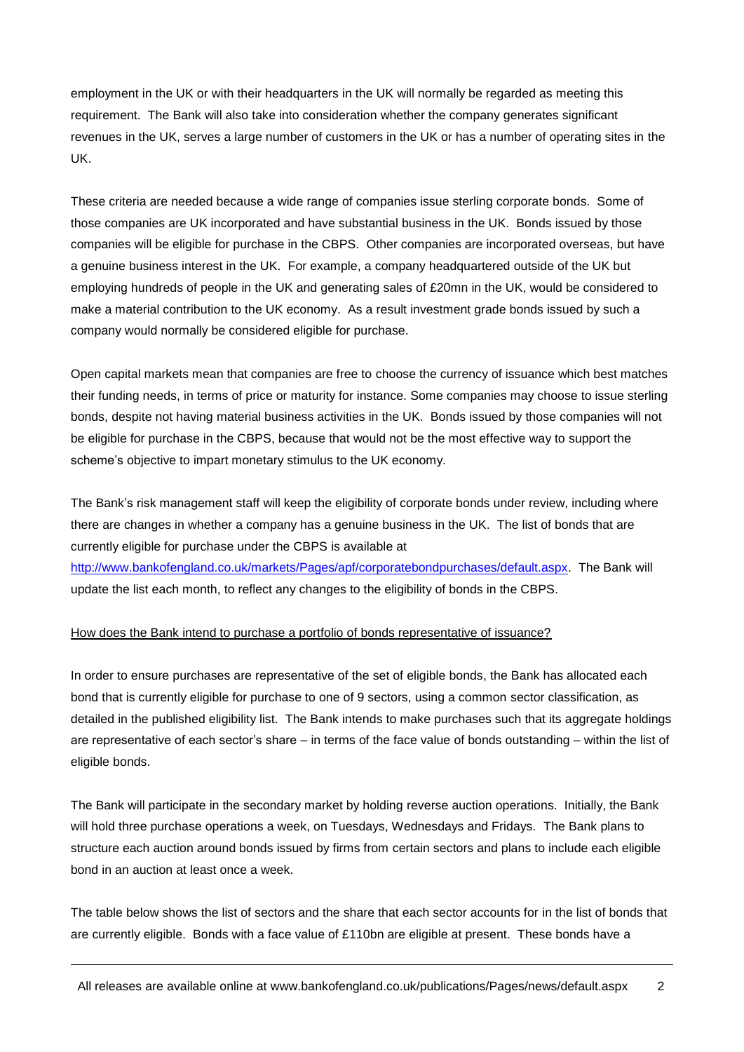employment in the UK or with their headquarters in the UK will normally be regarded as meeting this requirement. The Bank will also take into consideration whether the company generates significant revenues in the UK, serves a large number of customers in the UK or has a number of operating sites in the UK.

These criteria are needed because a wide range of companies issue sterling corporate bonds. Some of those companies are UK incorporated and have substantial business in the UK. Bonds issued by those companies will be eligible for purchase in the CBPS. Other companies are incorporated overseas, but have a genuine business interest in the UK. For example, a company headquartered outside of the UK but employing hundreds of people in the UK and generating sales of £20mn in the UK, would be considered to make a material contribution to the UK economy. As a result investment grade bonds issued by such a company would normally be considered eligible for purchase.

Open capital markets mean that companies are free to choose the currency of issuance which best matches their funding needs, in terms of price or maturity for instance. Some companies may choose to issue sterling bonds, despite not having material business activities in the UK. Bonds issued by those companies will not be eligible for purchase in the CBPS, because that would not be the most effective way to support the scheme's objective to impart monetary stimulus to the UK economy.

The Bank's risk management staff will keep the eligibility of corporate bonds under review, including where there are changes in whether a company has a genuine business in the UK. The list of bonds that are currently eligible for purchase under the CBPS is available at [http://www.bankofengland.co.uk/markets/Pages/apf/corporatebondpurchases/default.aspx](http://www.bankofengland.co.uk/markets/Pages/apf/corporatebondpurchases/default.aspx). The Bank will update the list each month, to reflect any changes to the eligibility of bonds in the CBPS.

<u>How does the Bank intend to purchase a portfolio of bonds representative of issuance?</u>

In order to ensure purchases are representative of the set of eligible bonds, the Bank has allocated each bond that is currently eligible for purchase to one of 9 sectors, using a common sector classification, as detailed in the published eligibility list. The Bank intends to make purchases such that its aggregate holdings are representative of each sector's share – in terms of the face value of bonds outstanding – within the list of eligible bonds.

The Bank will participate in the secondary market by holding reverse auction operations. Initially, the Bank will hold three purchase operations a week, on Tuesdays, Wednesdays and Fridays. The Bank plans to structure each auction around bonds issued by firms from certain sectors and plans to include each eligible bond in an auction at least once a week.

The table below shows the list of sectors and the share that each sector accounts for in the list of bonds that are currently eligible. Bonds with a face value of £110bn are eligible at present. These bonds have a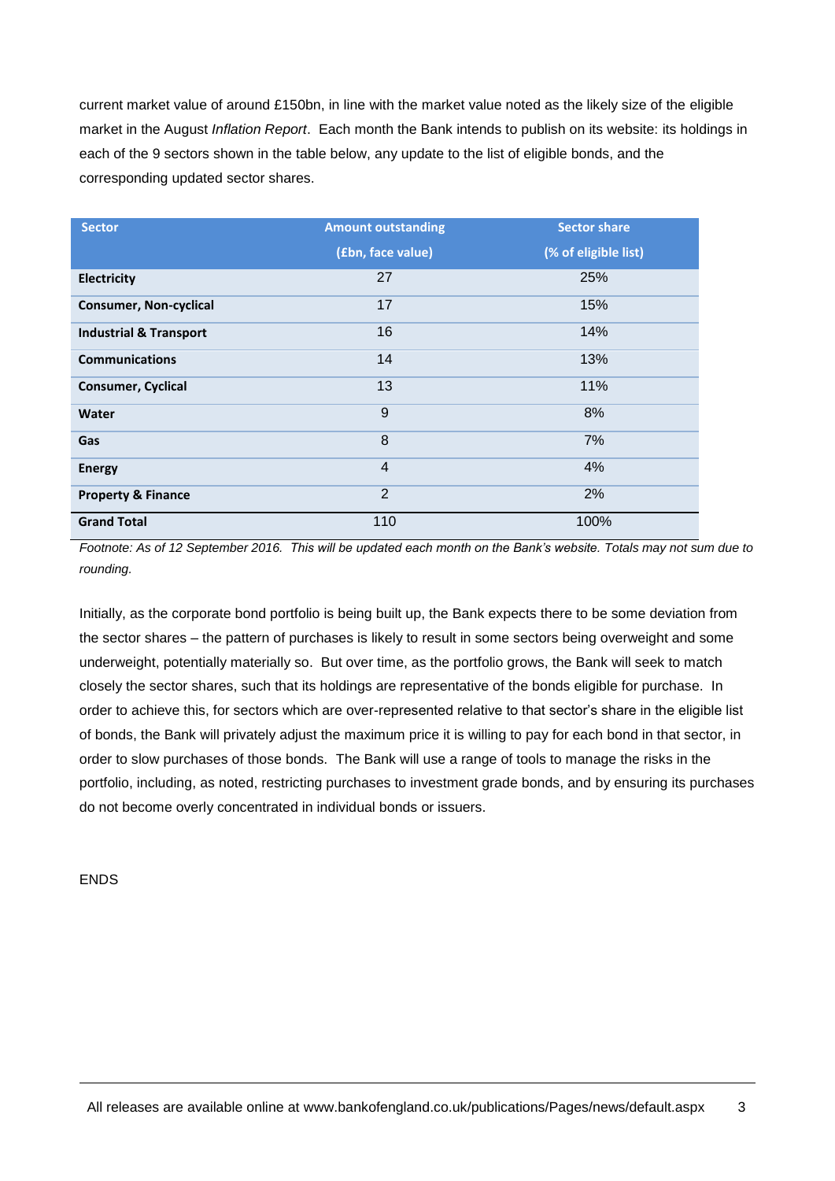current market value of around £150bn, in line with the market value noted as the likely size of the eligible market in the August *Inflation Report*. Each month the Bank intends to publish on its website: its holdings in each of the 9 sectors shown in the table below, any update to the list of eligible bonds, and the corresponding updated sector shares.

| Sector | Amount outstanding (£bn, face value) | Sector share (% of eligible list) |
|---|---|---|
| **Electricity** | 27 | 25% |
| **Consumer, Non-cyclical** | 17 | 15% |
| **Industrial & Transport** | 16 | 14% |
| **Communications** | 14 | 13% |
| **Consumer, Cyclical** | 13 | 11% |
| **Water** | 9 | 8% |
| **Gas** | 8 | 7% |
| **Energy** | 4 | 4% |
| **Property & Finance** | 2 | 2% |
| **Grand Total** | 110 | 100% |

*Footnote: As of 12 September 2016. This will be updated each month on the Bank's website. Totals may not sum due to rounding.*

Initially, as the corporate bond portfolio is being built up, the Bank expects there to be some deviation from the sector shares – the pattern of purchases is likely to result in some sectors being overweight and some underweight, potentially materially so. But over time, as the portfolio grows, the Bank will seek to match closely the sector shares, such that its holdings are representative of the bonds eligible for purchase. In order to achieve this, for sectors which are over-represented relative to that sector's share in the eligible list of bonds, the Bank will privately adjust the maximum price it is willing to pay for each bond in that sector, in order to slow purchases of those bonds. The Bank will use a range of tools to manage the risks in the portfolio, including, as noted, restricting purchases to investment grade bonds, and by ensuring its purchases do not become overly concentrated in individual bonds or issuers.

ENDS